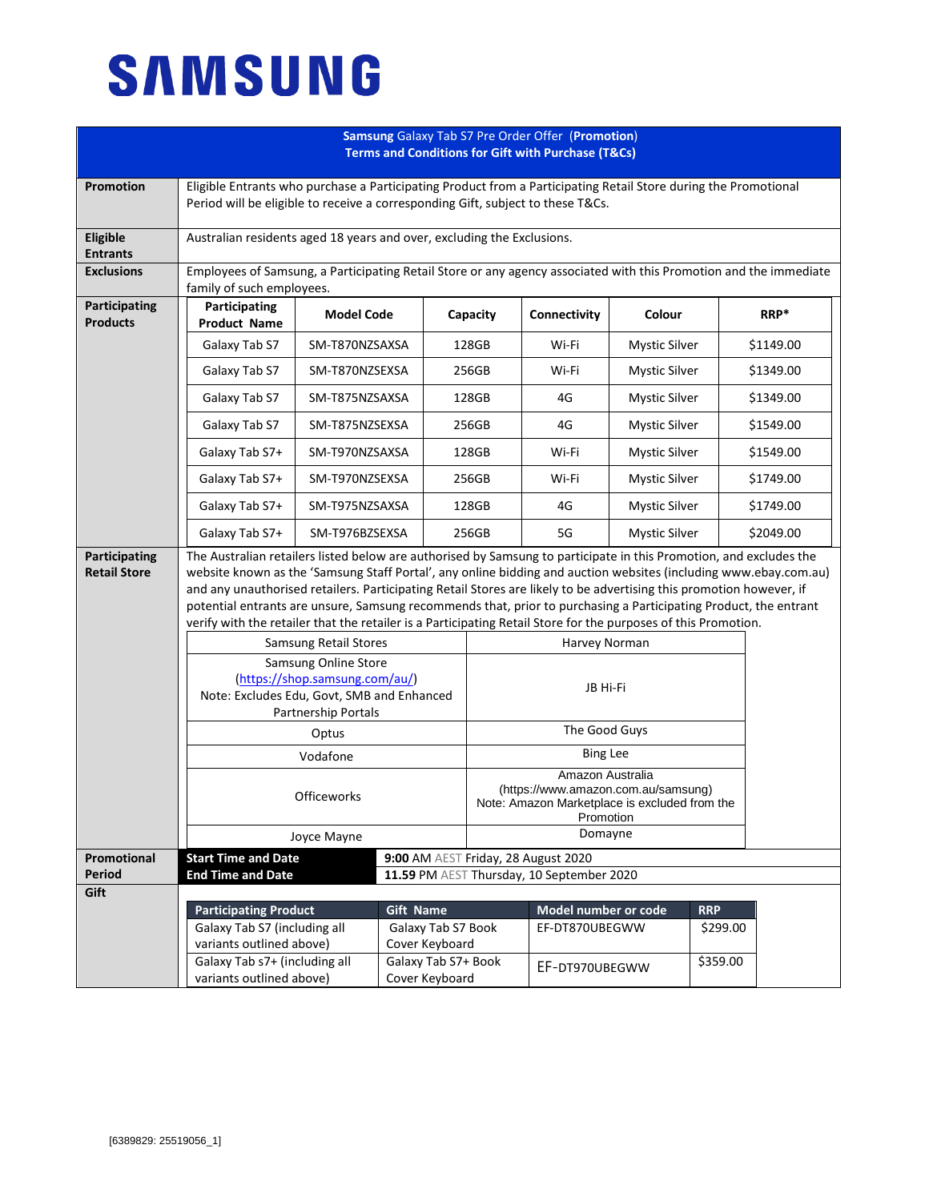# SAMSUNG

**Samsung** Galaxy Tab S7 Pre Order Offer (**Promotion**)
**Terms and Conditions for Gift with Purchase (T&Cs)**

**Promotion**

Eligible Entrants who purchase a Participating Product from a Participating Retail Store during the Promotional Period will be eligible to receive a corresponding Gift, subject to these T&Cs.

**Eligible Entrants**

Australian residents aged 18 years and over, excluding the Exclusions.

**Exclusions**

Employees of Samsung, a Participating Retail Store or any agency associated with this Promotion and the immediate family of such employees.

**Participating Products**

| Participating Product Name | Model Code | Capacity | Connectivity | Colour | RRP* |
|---|---|---|---|---|---|
| Galaxy Tab S7 | SM-T870NZSAXSA | 128GB | Wi-Fi | Mystic Silver | $1149.00 |
| Galaxy Tab S7 | SM-T870NZSEXSA | 256GB | Wi-Fi | Mystic Silver | $1349.00 |
| Galaxy Tab S7 | SM-T875NZSAXSA | 128GB | 4G | Mystic Silver | $1349.00 |
| Galaxy Tab S7 | SM-T875NZSEXSA | 256GB | 4G | Mystic Silver | $1549.00 |
| Galaxy Tab S7+ | SM-T970NZSAXSA | 128GB | Wi-Fi | Mystic Silver | $1549.00 |
| Galaxy Tab S7+ | SM-T970NZSEXSA | 256GB | Wi-Fi | Mystic Silver | $1749.00 |
| Galaxy Tab S7+ | SM-T975NZSAXSA | 128GB | 4G | Mystic Silver | $1749.00 |
| Galaxy Tab S7+ | SM-T976BZSEXSA | 256GB | 5G | Mystic Silver | $2049.00 |

**Participating Retail Store**

The Australian retailers listed below are authorised by Samsung to participate in this Promotion, and excludes the website known as the 'Samsung Staff Portal', any online bidding and auction websites (including www.ebay.com.au) and any unauthorised retailers. Participating Retail Stores are likely to be advertising this promotion however, if potential entrants are unsure, Samsung recommends that, prior to purchasing a Participating Product, the entrant verify with the retailer that the retailer is a Participating Retail Store for the purposes of this Promotion.

| | |
|---|---|
| Samsung Retail Stores | Harvey Norman |
| Samsung Online Store (https://shop.samsung.com/au/) Note: Excludes Edu, Govt, SMB and Enhanced Partnership Portals | JB Hi-Fi |
| Optus | The Good Guys |
| Vodafone | Bing Lee |
| Officeworks | Amazon Australia (https://www.amazon.com.au/samsung) Note: Amazon Marketplace is excluded from the Promotion |
| Joyce Mayne | Domayne |

**Promotional Period**

| | |
|---|---|
| **Start Time and Date** | **9:00** AM AEST Friday, 28 August 2020 |
| **End Time and Date** | **11.59** PM AEST Thursday, 10 September 2020 |

**Gift**

| Participating Product | Gift Name | Model number or code | RRP |
|---|---|---|---|
| Galaxy Tab S7 (including all variants outlined above) | Galaxy Tab S7 Book Cover Keyboard | EF-DT870UBEGWW | $299.00 |
| Galaxy Tab s7+ (including all variants outlined above) | Galaxy Tab S7+ Book Cover Keyboard | EF-DT970UBEGWW | $359.00 |

[6389829: 25519056_1]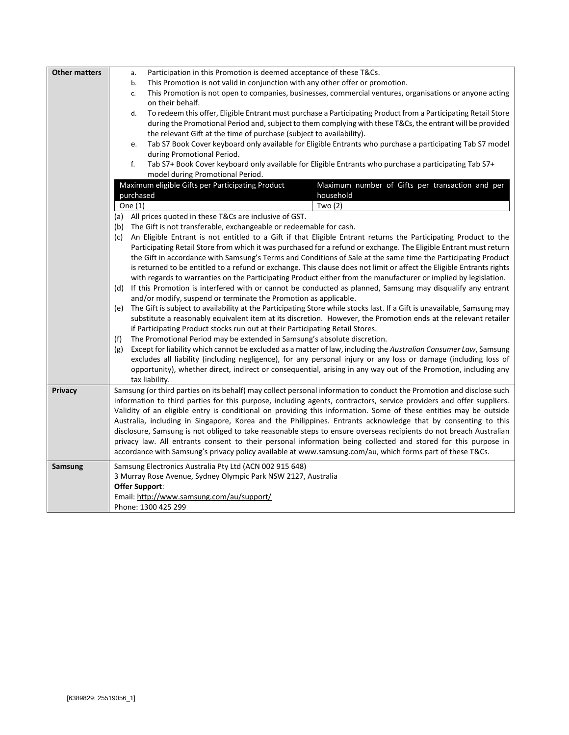| | |
|---|---|
| **Other matters** | a. Participation in this Promotion is deemed acceptance of these T&Cs.<br>b. This Promotion is not valid in conjunction with any other offer or promotion.<br>c. This Promotion is not open to companies, businesses, commercial ventures, organisations or anyone acting on their behalf.<br>d. To redeem this offer, Eligible Entrant must purchase a Participating Product from a Participating Retail Store during the Promotional Period and, subject to them complying with these T&Cs, the entrant will be provided the relevant Gift at the time of purchase (subject to availability).<br>e. Tab S7 Book Cover keyboard only available for Eligible Entrants who purchase a participating Tab S7 model during Promotional Period.<br>f. Tab S7+ Book Cover keyboard only available for Eligible Entrants who purchase a participating Tab S7+ model during Promotional Period.<br><br>**Maximum eligible Gifts per Participating Product purchased:** One (1)<br>**Maximum number of Gifts per transaction and per household:** Two (2)<br><br>(a) All prices quoted in these T&Cs are inclusive of GST.<br>(b) The Gift is not transferable, exchangeable or redeemable for cash.<br>(c) An Eligible Entrant is not entitled to a Gift if that Eligible Entrant returns the Participating Product to the Participating Retail Store from which it was purchased for a refund or exchange. The Eligible Entrant must return the Gift in accordance with Samsung's Terms and Conditions of Sale at the same time the Participating Product is returned to be entitled to a refund or exchange. This clause does not limit or affect the Eligible Entrants rights with regards to warranties on the Participating Product either from the manufacturer or implied by legislation.<br>(d) If this Promotion is interfered with or cannot be conducted as planned, Samsung may disqualify any entrant and/or modify, suspend or terminate the Promotion as applicable.<br>(e) The Gift is subject to availability at the Participating Store while stocks last. If a Gift is unavailable, Samsung may substitute a reasonably equivalent item at its discretion. However, the Promotion ends at the relevant retailer if Participating Product stocks run out at their Participating Retail Stores.<br>(f) The Promotional Period may be extended in Samsung's absolute discretion.<br>(g) Except for liability which cannot be excluded as a matter of law, including the *Australian Consumer Law*, Samsung excludes all liability (including negligence), for any personal injury or any loss or damage (including loss of opportunity), whether direct, indirect or consequential, arising in any way out of the Promotion, including any tax liability. |
| **Privacy** | Samsung (or third parties on its behalf) may collect personal information to conduct the Promotion and disclose such information to third parties for this purpose, including agents, contractors, service providers and offer suppliers. Validity of an eligible entry is conditional on providing this information. Some of these entities may be outside Australia, including in Singapore, Korea and the Philippines. Entrants acknowledge that by consenting to this disclosure, Samsung is not obliged to take reasonable steps to ensure overseas recipients do not breach Australian privacy law. All entrants consent to their personal information being collected and stored for this purpose in accordance with Samsung's privacy policy available at www.samsung.com/au, which forms part of these T&Cs. |
| **Samsung** | Samsung Electronics Australia Pty Ltd (ACN 002 915 648)<br>3 Murray Rose Avenue, Sydney Olympic Park NSW 2127, Australia<br>**Offer Support**:<br>Email: http://www.samsung.com/au/support/<br>Phone: 1300 425 299 |

[6389829: 25519056_1]